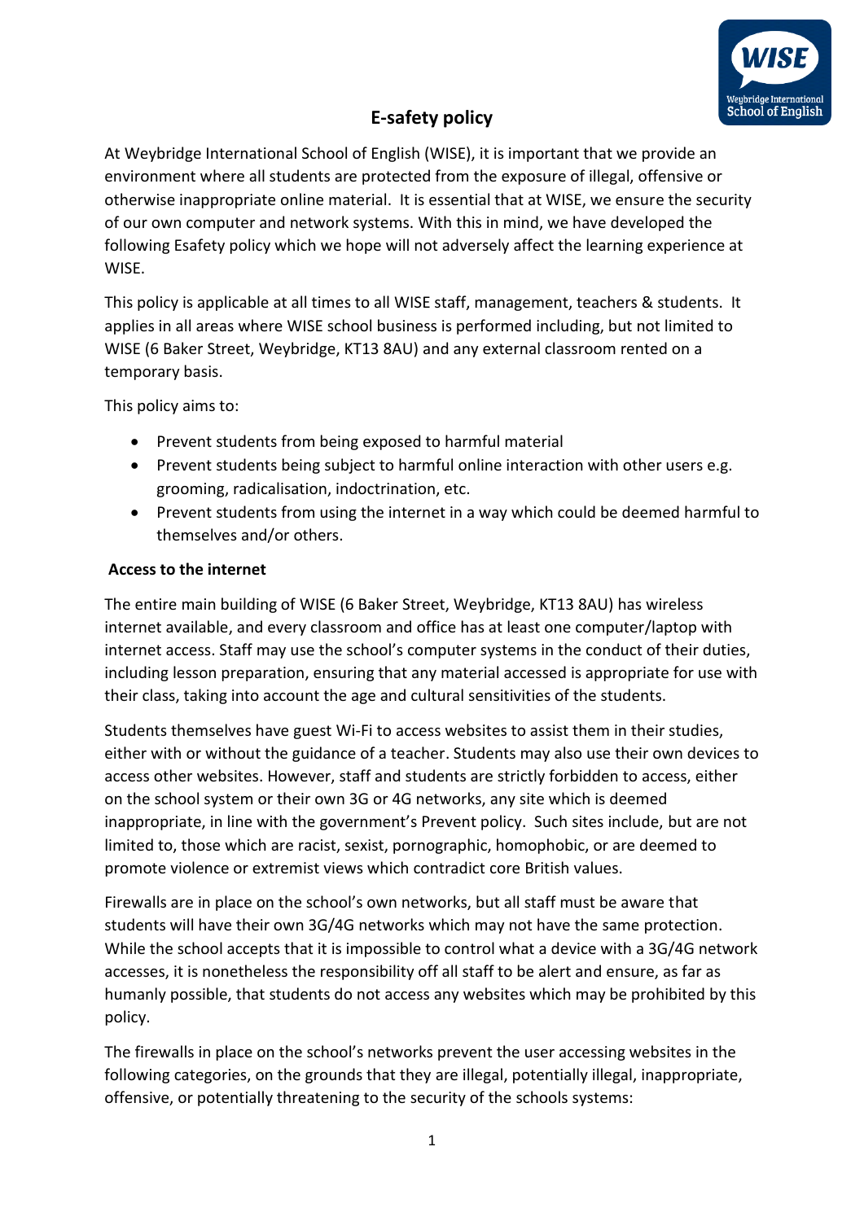# E-safety policy

At Weybridge International School of English (WISE), it is important that we provide an environment where all students are protected from the exposure of illegal, offensive or otherwise inappropriate online material. It is essential that at WISE, we ensure the security of our own computer and network systems. With this in mind, we have developed the following Esafety policy which we hope will not adversely affect the learning experience at WISE.

This policy is applicable at all times to all WISE staff, management, teachers & students. It applies in all areas where WISE school business is performed including, but not limited to WISE (6 Baker Street, Weybridge, KT13 8AU) and any external classroom rented on a temporary basis.

This policy aims to:

- Prevent students from being exposed to harmful material
- Prevent students being subject to harmful online interaction with other users e.g. grooming, radicalisation, indoctrination, etc.
- Prevent students from using the internet in a way which could be deemed harmful to themselves and/or others.

**Access to the internet**

The entire main building of WISE (6 Baker Street, Weybridge, KT13 8AU) has wireless internet available, and every classroom and office has at least one computer/laptop with internet access. Staff may use the school's computer systems in the conduct of their duties, including lesson preparation, ensuring that any material accessed is appropriate for use with their class, taking into account the age and cultural sensitivities of the students.

Students themselves have guest Wi-Fi to access websites to assist them in their studies, either with or without the guidance of a teacher. Students may also use their own devices to access other websites. However, staff and students are strictly forbidden to access, either on the school system or their own 3G or 4G networks, any site which is deemed inappropriate, in line with the government's Prevent policy. Such sites include, but are not limited to, those which are racist, sexist, pornographic, homophobic, or are deemed to promote violence or extremist views which contradict core British values.

Firewalls are in place on the school's own networks, but all staff must be aware that students will have their own 3G/4G networks which may not have the same protection. While the school accepts that it is impossible to control what a device with a 3G/4G network accesses, it is nonetheless the responsibility off all staff to be alert and ensure, as far as humanly possible, that students do not access any websites which may be prohibited by this policy.

The firewalls in place on the school's networks prevent the user accessing websites in the following categories, on the grounds that they are illegal, potentially illegal, inappropriate, offensive, or potentially threatening to the security of the schools systems: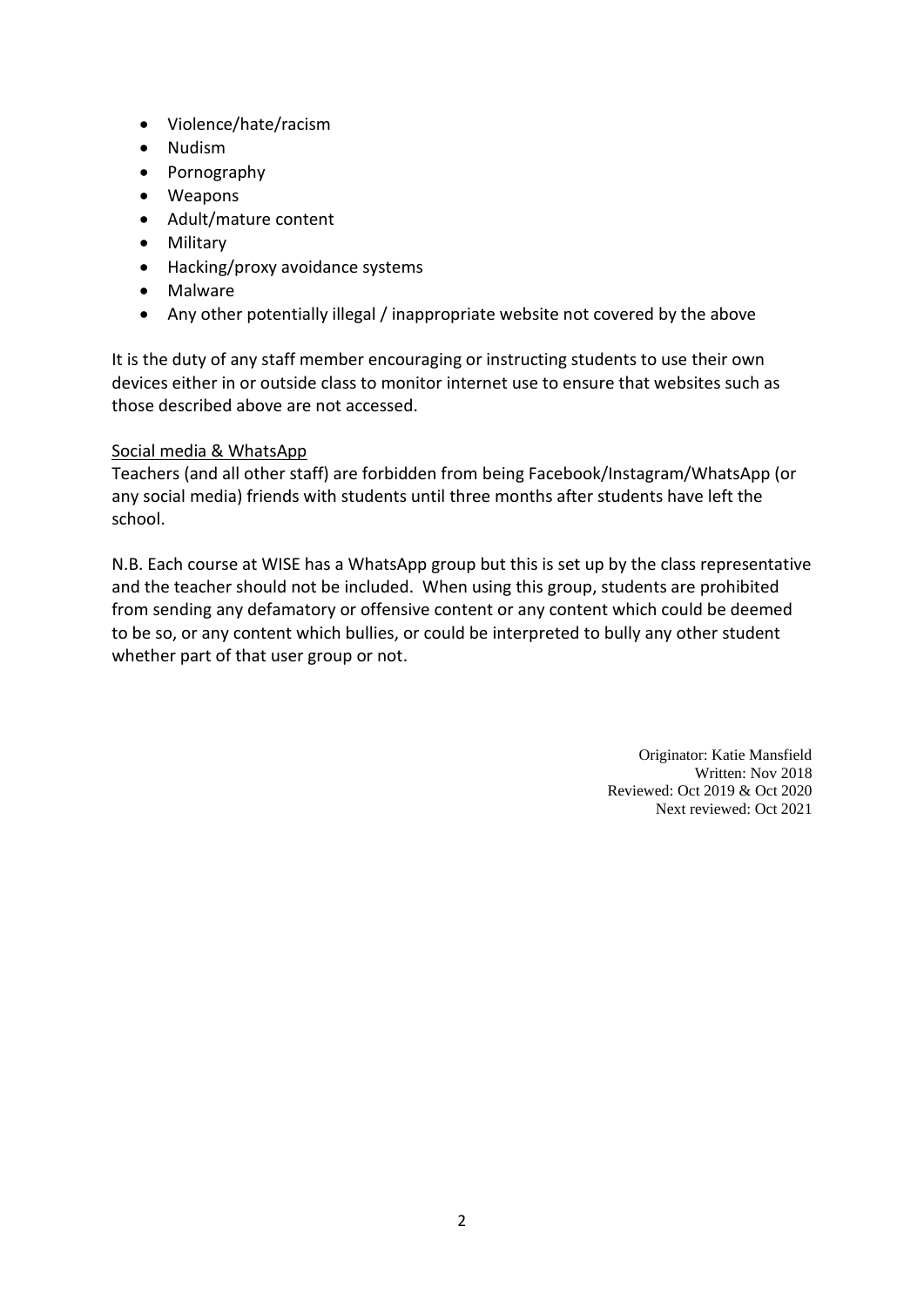- Violence/hate/racism
- Nudism
- Pornography
- Weapons
- Adult/mature content
- Military
- Hacking/proxy avoidance systems
- Malware
- Any other potentially illegal / inappropriate website not covered by the above

It is the duty of any staff member encouraging or instructing students to use their own devices either in or outside class to monitor internet use to ensure that websites such as those described above are not accessed.

<u>Social media & WhatsApp</u>

Teachers (and all other staff) are forbidden from being Facebook/Instagram/WhatsApp (or any social media) friends with students until three months after students have left the school.

N.B. Each course at WISE has a WhatsApp group but this is set up by the class representative and the teacher should not be included. When using this group, students are prohibited from sending any defamatory or offensive content or any content which could be deemed to be so, or any content which bullies, or could be interpreted to bully any other student whether part of that user group or not.

Originator: Katie Mansfield
Written: Nov 2018
Reviewed: Oct 2019 & Oct 2020
Next reviewed: Oct 2021